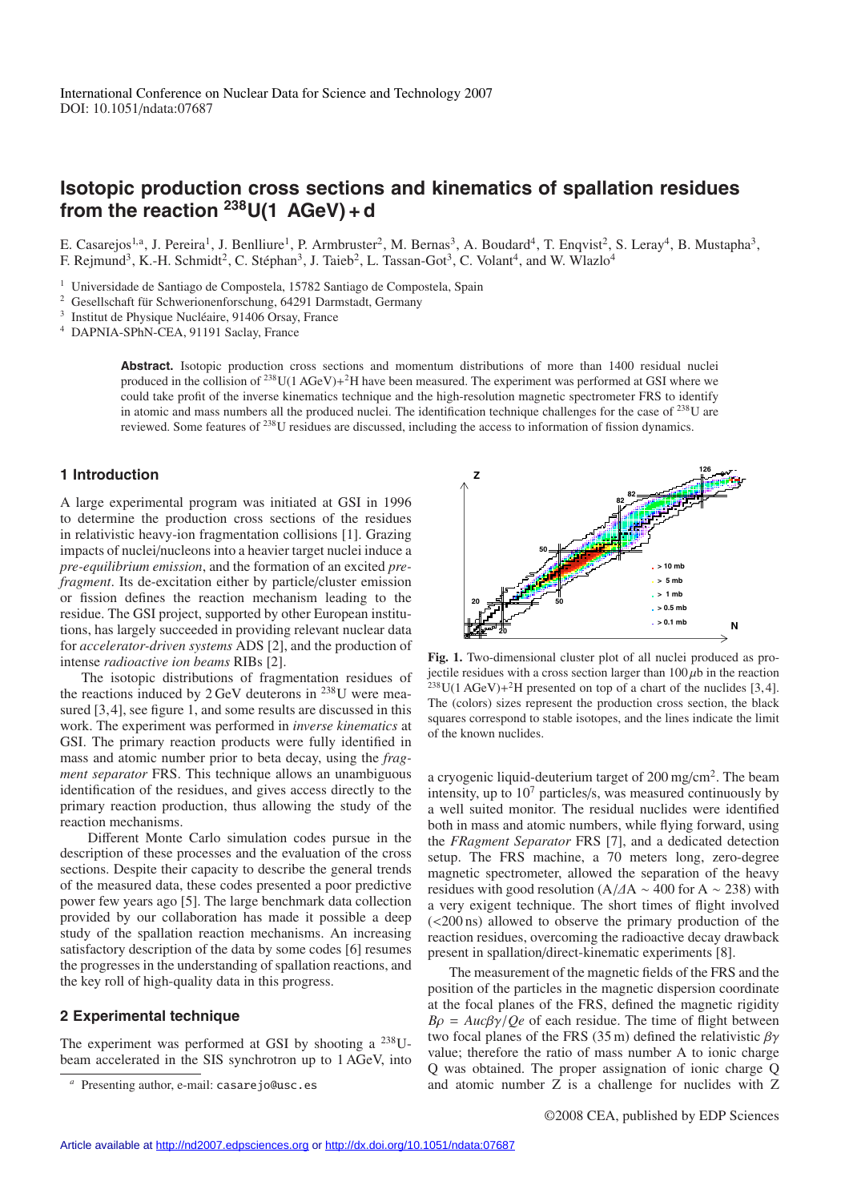International Conference on Nuclear Data for Science and Technology 2007
DOI: 10.1051/ndata:07687

# Isotopic production cross sections and kinematics of spallation residues from the reaction $^{238}$U(1 AGeV) + d

E. Casarejos[1,a], J. Pereira[1], J. Benlliure[1], P. Armbruster[2], M. Bernas[3], A. Boudard[4], T. Enqvist[2], S. Leray[4], B. Mustapha[3], F. Rejmund[3], K.-H. Schmidt[2], C. Stéphan[3], J. Taieb[2], L. Tassan-Got[3], C. Volant[4], and W. Wlazlo[4]

[1] Universidade de Santiago de Compostela, 15782 Santiago de Compostela, Spain
[2] Gesellschaft für Schwerionenforschung, 64291 Darmstadt, Germany
[3] Institut de Physique Nucléaire, 91406 Orsay, France
[4] DAPNIA-SPhN-CEA, 91191 Saclay, France

**Abstract.** Isotopic production cross sections and momentum distributions of more than 1400 residual nuclei produced in the collision of $^{238}$U(1 AGeV)+$^{2}$H have been measured. The experiment was performed at GSI where we could take profit of the inverse kinematics technique and the high-resolution magnetic spectrometer FRS to identify in atomic and mass numbers all the produced nuclei. The identification technique challenges for the case of $^{238}$U are reviewed. Some features of $^{238}$U residues are discussed, including the access to information of fission dynamics.

## 1 Introduction

A large experimental program was initiated at GSI in 1996 to determine the production cross sections of the residues in relativistic heavy-ion fragmentation collisions [1]. Grazing impacts of nuclei/nucleons into a heavier target nuclei induce a *pre-equilibrium emission*, and the formation of an excited *pre-fragment*. Its de-excitation either by particle/cluster emission or fission defines the reaction mechanism leading to the residue. The GSI project, supported by other European institutions, has largely succeeded in providing relevant nuclear data for *accelerator-driven systems* ADS [2], and the production of intense *radioactive ion beams* RIBs [2].

The isotopic distributions of fragmentation residues of the reactions induced by 2 GeV deuterons in $^{238}$U were measured [3,4], see figure 1, and some results are discussed in this work. The experiment was performed in *inverse kinematics* at GSI. The primary reaction products were fully identified in mass and atomic number prior to beta decay, using the *fragment separator* FRS. This technique allows an unambiguous identification of the residues, and gives access directly to the primary reaction production, thus allowing the study of the reaction mechanisms.

Different Monte Carlo simulation codes pursue in the description of these processes and the evaluation of the cross sections. Despite their capacity to describe the general trends of the measured data, these codes presented a poor predictive power few years ago [5]. The large benchmark data collection provided by our collaboration has made it possible a deep study of the spallation reaction mechanisms. An increasing satisfactory description of the data by some codes [6] resumes the progresses in the understanding of spallation reactions, and the key roll of high-quality data in this progress.

## 2 Experimental technique

The experiment was performed at GSI by shooting a $^{238}$U-beam accelerated in the SIS synchrotron up to 1 AGeV, into a cryogenic liquid-deuterium target of 200 mg/cm$^2$. The beam intensity, up to $10^7$ particles/s, was measured continuously by a well suited monitor. The residual nuclides were identified both in mass and atomic numbers, while flying forward, using the *FRagment Separator* FRS [7], and a dedicated detection setup. The FRS machine, a 70 meters long, zero-degree magnetic spectrometer, allowed the separation of the heavy residues with good resolution ($A/\Delta A \sim 400$ for $A \sim 238$) with a very exigent technique. The short times of flight involved (<200 ns) allowed to observe the primary production of the reaction residues, overcoming the radioactive decay drawback present in spallation/direct-kinematic experiments [8].

Z
126
82
82
50
50
20
20
N
> 10 mb
> 5 mb
> 1 mb
> 0.5 mb
> 0.1 mb

**Fig. 1.** Two-dimensional cluster plot of all nuclei produced as projectile residues with a cross section larger than 100 $\mu$b in the reaction $^{238}$U(1 AGeV)+$^{2}$H presented on top of a chart of the nuclides [3,4]. The (colors) sizes represent the production cross section, the black squares correspond to stable isotopes, and the lines indicate the limit of the known nuclides.

The measurement of the magnetic fields of the FRS and the position of the particles in the magnetic dispersion coordinate at the focal planes of the FRS, defined the magnetic rigidity $B\rho = Auc\beta\gamma/Qe$ of each residue. The time of flight between two focal planes of the FRS (35 m) defined the relativistic $\beta\gamma$ value; therefore the ratio of mass number A to ionic charge Q was obtained. The proper assignation of ionic charge Q and atomic number Z is a challenge for nuclides with Z

[a] Presenting author, e-mail: casarejo@usc.es

©2008 CEA, published by EDP Sciences

Article available at http://nd2007.edpsciences.org or http://dx.doi.org/10.1051/ndata:07687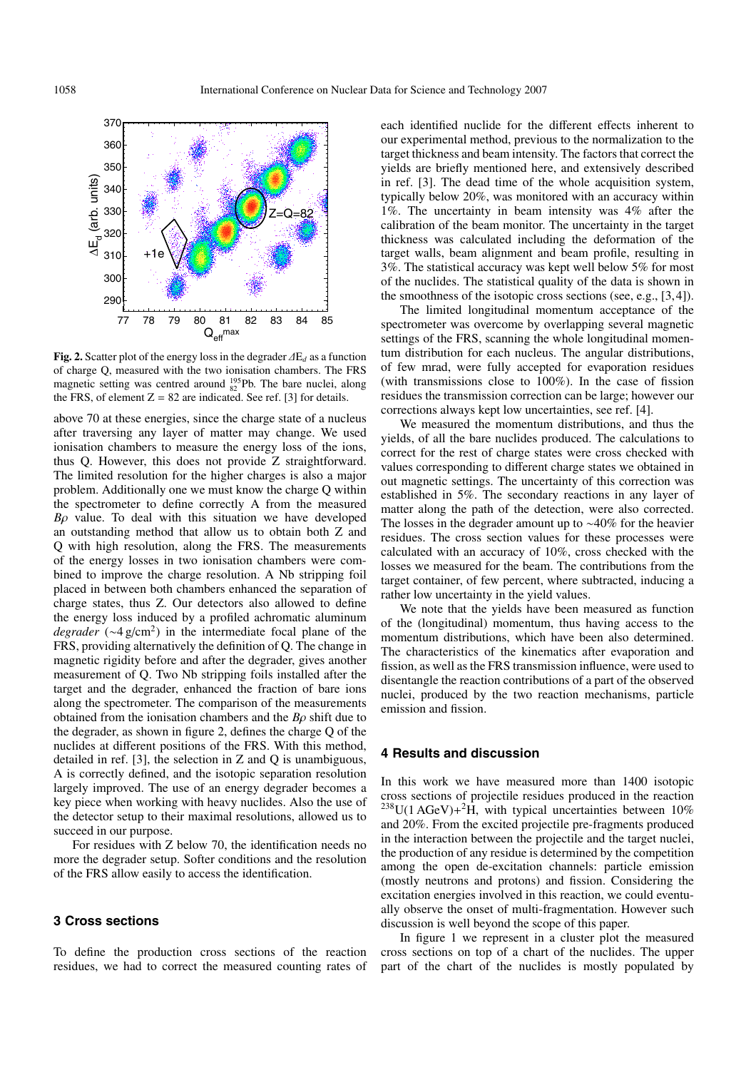370
360
350
340
330
320
310
300
290

$\Delta E_d$ (arb. units)

77 78 79 80 81 82 83 84 85

$Q_{eff}^{max}$

+1e

Z=Q=82

**Fig. 2.** Scatter plot of the energy loss in the degrader $\Delta E_d$ as a function of charge Q, measured with the two ionisation chambers. The FRS magnetic setting was centred around $^{195}_{82}$Pb. The bare nuclei, along the FRS, of element Z = 82 are indicated. See ref. [3] for details.

above 70 at these energies, since the charge state of a nucleus after traversing any layer of matter may change. We used ionisation chambers to measure the energy loss of the ions, thus Q. However, this does not provide Z straightforward. The limited resolution for the higher charges is also a major problem. Additionally one we must know the charge Q within the spectrometer to define correctly A from the measured $B\rho$ value. To deal with this situation we have developed an outstanding method that allow us to obtain both Z and Q with high resolution, along the FRS. The measurements of the energy losses in two ionisation chambers were combined to improve the charge resolution. A Nb stripping foil placed in between both chambers enhanced the separation of charge states, thus Z. Our detectors also allowed to define the energy loss induced by a profiled achromatic aluminum *degrader* (~4 g/cm$^2$) in the intermediate focal plane of the FRS, providing alternatively the definition of Q. The change in magnetic rigidity before and after the degrader, gives another measurement of Q. Two Nb stripping foils installed after the target and the degrader, enhanced the fraction of bare ions along the spectrometer. The comparison of the measurements obtained from the ionisation chambers and the $B\rho$ shift due to the degrader, as shown in figure 2, defines the charge Q of the nuclides at different positions of the FRS. With this method, detailed in ref. [3], the selection in Z and Q is unambiguous, A is correctly defined, and the isotopic separation resolution largely improved. The use of an energy degrader becomes a key piece when working with heavy nuclides. Also the use of the detector setup to their maximal resolutions, allowed us to succeed in our purpose.

For residues with Z below 70, the identification needs no more the degrader setup. Softer conditions and the resolution of the FRS allow easily to access the identification.

## 3 Cross sections

To define the production cross sections of the reaction residues, we had to correct the measured counting rates of each identified nuclide for the different effects inherent to our experimental method, previous to the normalization to the target thickness and beam intensity. The factors that correct the yields are briefly mentioned here, and extensively described in ref. [3]. The dead time of the whole acquisition system, typically below 20%, was monitored with an accuracy within 1%. The uncertainty in beam intensity was 4% after the calibration of the beam monitor. The uncertainty in the target thickness was calculated including the deformation of the target walls, beam alignment and beam profile, resulting in 3%. The statistical accuracy was kept well below 5% for most of the nuclides. The statistical quality of the data is shown in the smoothness of the isotopic cross sections (see, e.g., [3,4]).

The limited longitudinal momentum acceptance of the spectrometer was overcome by overlapping several magnetic settings of the FRS, scanning the whole longitudinal momentum distribution for each nucleus. The angular distributions, of few mrad, were fully accepted for evaporation residues (with transmissions close to 100%). In the case of fission residues the transmission correction can be large; however our corrections always kept low uncertainties, see ref. [4].

We measured the momentum distributions, and thus the yields, of all the bare nuclides produced. The calculations to correct for the rest of charge states were cross checked with values corresponding to different charge states we obtained in out magnetic settings. The uncertainty of this correction was established in 5%. The secondary reactions in any layer of matter along the path of the detection, were also corrected. The losses in the degrader amount up to ~40% for the heavier residues. The cross section values for these processes were calculated with an accuracy of 10%, cross checked with the losses we measured for the beam. The contributions from the target container, of few percent, where subtracted, inducing a rather low uncertainty in the yield values.

We note that the yields have been measured as function of the (longitudinal) momentum, thus having access to the momentum distributions, which have been also determined. The characteristics of the kinematics after evaporation and fission, as well as the FRS transmission influence, were used to disentangle the reaction contributions of a part of the observed nuclei, produced by the two reaction mechanisms, particle emission and fission.

## 4 Results and discussion

In this work we have measured more than 1400 isotopic cross sections of projectile residues produced in the reaction $^{238}$U(1 AGeV)+$^{2}$H, with typical uncertainties between 10% and 20%. From the excited projectile pre-fragments produced in the interaction between the projectile and the target nuclei, the production of any residue is determined by the competition among the open de-excitation channels: particle emission (mostly neutrons and protons) and fission. Considering the excitation energies involved in this reaction, we could eventually observe the onset of multi-fragmentation. However such discussion is well beyond the scope of this paper.

In figure 1 we represent in a cluster plot the measured cross sections on top of a chart of the nuclides. The upper part of the chart of the nuclides is mostly populated by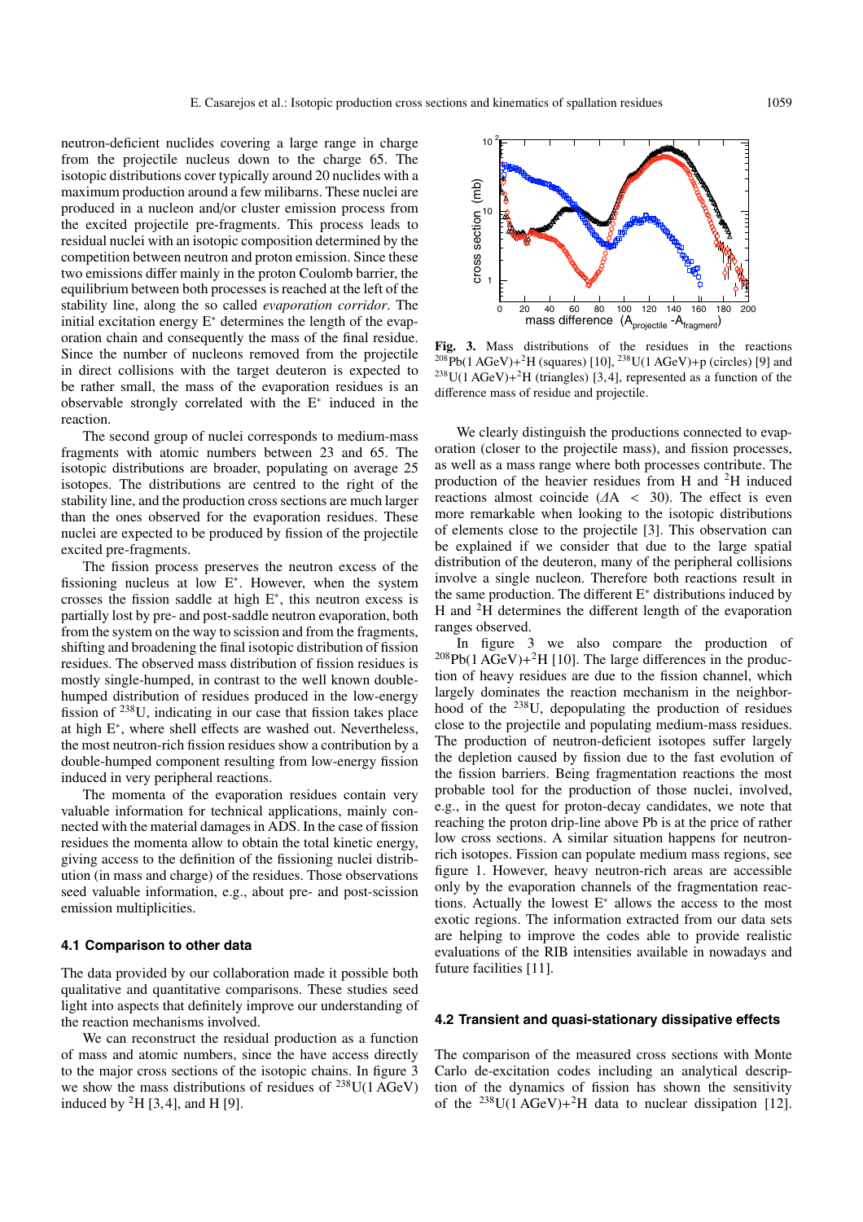neutron-deficient nuclides covering a large range in charge from the projectile nucleus down to the charge 65. The isotopic distributions cover typically around 20 nuclides with a maximum production around a few milibarns. These nuclei are produced in a nucleon and/or cluster emission process from the excited projectile pre-fragments. This process leads to residual nuclei with an isotopic composition determined by the competition between neutron and proton emission. Since these two emissions differ mainly in the proton Coulomb barrier, the equilibrium between both processes is reached at the left of the stability line, along the so called *evaporation corridor*. The initial excitation energy $E^*$ determines the length of the evaporation chain and consequently the mass of the final residue. Since the number of nucleons removed from the projectile in direct collisions with the target deuteron is expected to be rather small, the mass of the evaporation residues is an observable strongly correlated with the $E^*$ induced in the reaction.

The second group of nuclei corresponds to medium-mass fragments with atomic numbers between 23 and 65. The isotopic distributions are broader, populating on average 25 isotopes. The distributions are centred to the right of the stability line, and the production cross sections are much larger than the ones observed for the evaporation residues. These nuclei are expected to be produced by fission of the projectile excited pre-fragments.

The fission process preserves the neutron excess of the fissioning nucleus at low $E^*$. However, when the system crosses the fission saddle at high $E^*$, this neutron excess is partially lost by pre- and post-saddle neutron evaporation, both from the system on the way to scission and from the fragments, shifting and broadening the final isotopic distribution of fission residues. The observed mass distribution of fission residues is mostly single-humped, in contrast to the well known double-humped distribution of residues produced in the low-energy fission of $^{238}$U, indicating in our case that fission takes place at high $E^*$, where shell effects are washed out. Nevertheless, the most neutron-rich fission residues show a contribution by a double-humped component resulting from low-energy fission induced in very peripheral reactions.

The momenta of the evaporation residues contain very valuable information for technical applications, mainly connected with the material damages in ADS. In the case of fission residues the momenta allow to obtain the total kinetic energy, giving access to the definition of the fissioning nuclei distribution (in mass and charge) of the residues. Those observations seed valuable information, e.g., about pre- and post-scission emission multiplicities.

### 4.1 Comparison to other data

The data provided by our collaboration made it possible both qualitative and quantitative comparisons. These studies seed light into aspects that definitely improve our understanding of the reaction mechanisms involved.

We can reconstruct the residual production as a function of mass and atomic numbers, since the have access directly to the major cross sections of the isotopic chains. In figure 3 we show the mass distributions of residues of $^{238}$U(1 AGeV) induced by $^{2}$H [3,4], and H [9].

10²
10
1
cross section (mb)
0 20 40 60 80 100 120 140 160 180 200
mass difference ($A_{projectile}$ - $A_{fragment}$)

**Fig. 3.** Mass distributions of the residues in the reactions $^{208}$Pb(1 AGeV)+$^{2}$H (squares) [10], $^{238}$U(1 AGeV)+p (circles) [9] and $^{238}$U(1 AGeV)+$^{2}$H (triangles) [3,4], represented as a function of the difference mass of residue and projectile.

We clearly distinguish the productions connected to evaporation (closer to the projectile mass), and fission processes, as well as a mass range where both processes contribute. The production of the heavier residues from H and $^{2}$H induced reactions almost coincide ($\Delta A < 30$). The effect is even more remarkable when looking to the isotopic distributions of elements close to the projectile [3]. This observation can be explained if we consider that due to the large spatial distribution of the deuteron, many of the peripheral collisions involve a single nucleon. Therefore both reactions result in the same production. The different $E^*$ distributions induced by H and $^{2}$H determines the different length of the evaporation ranges observed.

In figure 3 we also compare the production of $^{208}$Pb(1 AGeV)+$^{2}$H [10]. The large differences in the production of heavy residues are due to the fission channel, which largely dominates the reaction mechanism in the neighborhood of the $^{238}$U, depopulating the production of residues close to the projectile and populating medium-mass residues. The production of neutron-deficient isotopes suffer largely the depletion caused by fission due to the fast evolution of the fission barriers. Being fragmentation reactions the most probable tool for the production of those nuclei, involved, e.g., in the quest for proton-decay candidates, we note that reaching the proton drip-line above Pb is at the price of rather low cross sections. A similar situation happens for neutron-rich isotopes. Fission can populate medium mass regions, see figure 1. However, heavy neutron-rich areas are accessible only by the evaporation channels of the fragmentation reactions. Actually the lowest $E^*$ allows the access to the most exotic regions. The information extracted from our data sets are helping to improve the codes able to provide realistic evaluations of the RIB intensities available in nowadays and future facilities [11].

### 4.2 Transient and quasi-stationary dissipative effects

The comparison of the measured cross sections with Monte Carlo de-excitation codes including an analytical description of the dynamics of fission has shown the sensitivity of the $^{238}$U(1 AGeV)+$^{2}$H data to nuclear dissipation [12].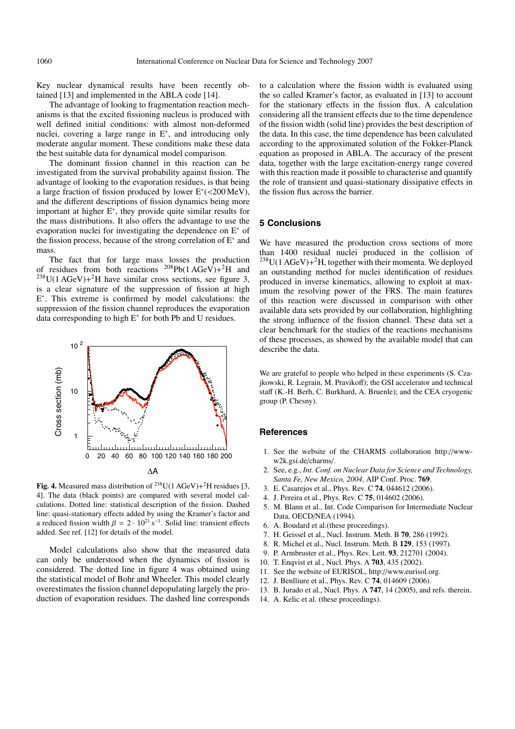Key nuclear dynamical results have been recently obtained [13] and implemented in the ABLA code [14].

The advantage of looking to fragmentation reaction mechanisms is that the excited fissioning nucleus is produced with well defined initial conditions: with almost non-deformed nuclei, covering a large range in $E^*$, and introducing only moderate angular moment. These conditions make these data the best suitable data for dynamical model comparison.

The dominant fission channel in this reaction can be investigated from the survival probability against fission. The advantage of looking to the evaporation residues, is that being a large fraction of fission produced by lower $E^*$(<200 MeV), and the different descriptions of fission dynamics being more important at higher $E^*$, they provide quite similar results for the mass distributions. It also offers the advantage to use the evaporation nuclei for investigating the dependence on $E^*$ of the fission process, because of the strong correlation of $E^*$ and mass.

The fact that for large mass losses the production of residues from both reactions $^{208}$Pb(1 AGeV)+$^{2}$H and $^{238}$U(1 AGeV)+$^{2}$H have similar cross sections, see figure 3, is a clear signature of the suppression of fission at high $E^*$. This extreme is confirmed by model calculations: the suppression of the fission channel reproduces the evaporation data corresponding to high $E^*$ for both Pb and U residues.

Cross section (mb)

10 2

10

1

0 20 40 60 80 100 120 140 160 180 200

ΔA

**Fig. 4.** Measured mass distribution of $^{238}$U(1 AGeV)+$^{2}$H residues [3, 4]. The data (black points) are compared with several model calculations. Dotted line: statistical description of the fission. Dashed line: quasi-stationary effects added by using the Kramer's factor and a reduced fission width $\beta = 2 \cdot 10^{21}\ \text{s}^{-1}$. Solid line: transient effects added. See ref. [12] for details of the model.

Model calculations also show that the measured data can only be understood when the dynamics of fission is considered. The dotted line in figure 4 was obtained using the statistical model of Bohr and Wheeler. This model clearly overestimates the fission channel depopulating largely the production of evaporation residues. The dashed line corresponds to a calculation where the fission width is evaluated using the so called Kramer's factor, as evaluated in [13] to account for the stationary effects in the fission flux. A calculation considering all the transient effects due to the time dependence of the fission width (solid line) provides the best description of the data. In this case, the time dependence has been calculated according to the approximated solution of the Fokker-Planck equation as proposed in ABLA. The accuracy of the present data, together with the large excitation-energy range covered with this reaction made it possible to characterise and quantify the role of transient and quasi-stationary dissipative effects in the fission flux across the barrier.

## 5 Conclusions

We have measured the production cross sections of more than 1400 residual nuclei produced in the collision of $^{238}$U(1 AGeV)+$^{2}$H, together with their momenta. We deployed an outstanding method for nuclei identification of residues produced in inverse kinematics, allowing to exploit at maximum the resolving power of the FRS. The main features of this reaction were discussed in comparison with other available data sets provided by our collaboration, highlighting the strong influence of the fission channel. These data set a clear benchmark for the studies of the reactions mechanisms of these processes, as showed by the available model that can describe the data.

We are grateful to people who helped in these experiments (S. Czajkowski, R. Legrain, M. Pravikoff); the GSI accelerator and technical staff (K.-H. Berh, C. Burkhard, A. Bruenle); and the CEA cryogenic group (P. Chesny).

## References

1. See the website of the CHARMS collaboration http://www-w2k.gsi.de/charms/.
2. See, e.g., *Int. Conf. on Nuclear Data for Science and Technology, Santa Fe, New Mexico, 2004*, AIP Conf. Proc. **769**.
3. E. Casarejos et al., Phys. Rev. C **74**, 044612 (2006).
4. J. Pereira et al., Phys. Rev. C **75**, 014602 (2006).
5. M. Blann et al., Int. Code Comparison for Intermediate Nuclear Data, OECD/NEA (1994).
6. A. Boudard et al.(these proceedings).
7. H. Geissel et al., Nucl. Instrum. Meth. B **70**, 286 (1992).
8. R. Michel et al., Nucl. Instrum. Meth. B **129**, 153 (1997).
9. P. Armbruster et al., Phys. Rev. Lett. **93**, 212701 (2004).
10. T. Enqvist et al., Nucl. Phys. A **703**, 435 (2002).
11. See the website of EURISOL, http://www.eurisol.org.
12. J. Benlliure et al., Phys. Rev. C **74**, 014609 (2006).
13. B. Jurado et al., Nucl. Phys. A **747**, 14 (2005), and refs. therein.
14. A. Kelic et al. (these proceedings).